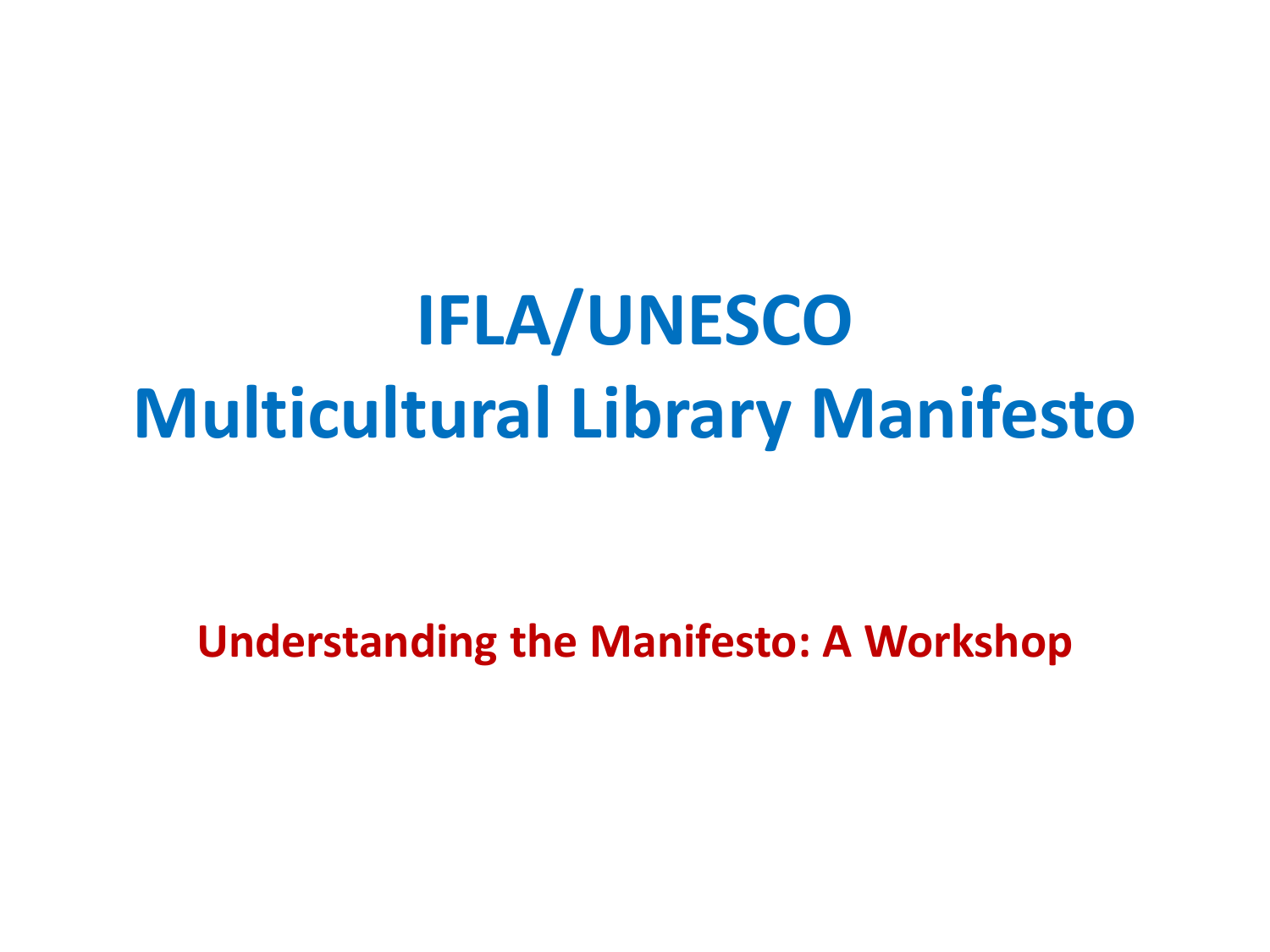# IFLA/UNESCO Multicultural Library Manifesto

## Understanding the Manifesto: A Workshop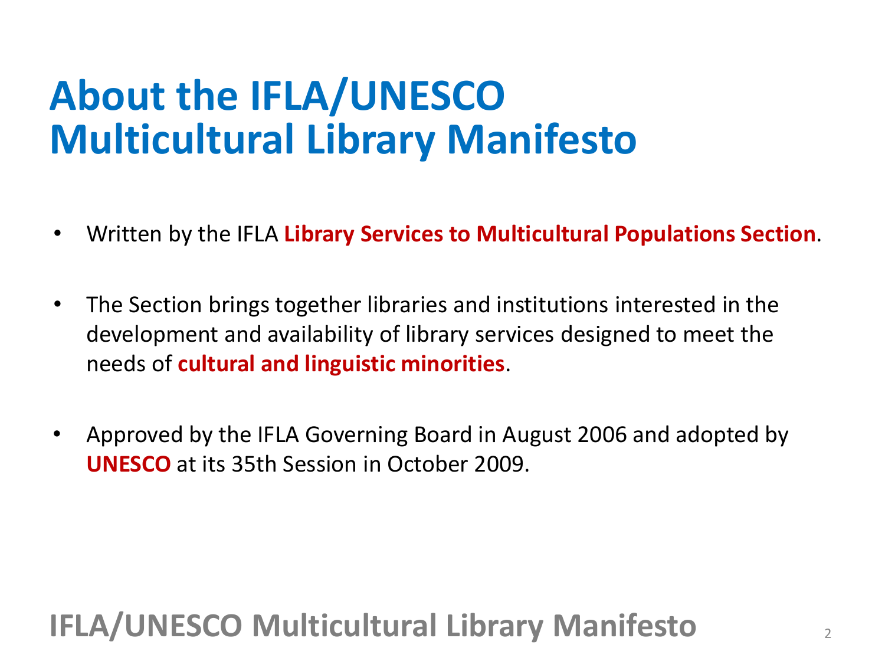# About the IFLA/UNESCO Multicultural Library Manifesto

- Written by the IFLA **Library Services to Multicultural Populations Section**.
- The Section brings together libraries and institutions interested in the development and availability of library services designed to meet the needs of **cultural and linguistic minorities**.
- Approved by the IFLA Governing Board in August 2006 and adopted by **UNESCO** at its 35th Session in October 2009.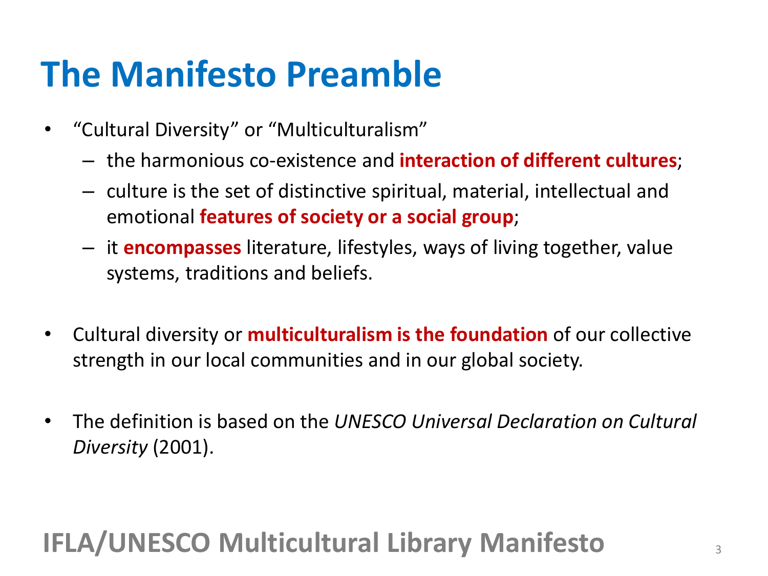# The Manifesto Preamble

- “Cultural Diversity” or “Multiculturalism”
  - the harmonious co-existence and **interaction of different cultures**;
  - culture is the set of distinctive spiritual, material, intellectual and emotional **features of society or a social group**;
  - it **encompasses** literature, lifestyles, ways of living together, value systems, traditions and beliefs.

- Cultural diversity or **multiculturalism is the foundation** of our collective strength in our local communities and in our global society.

- The definition is based on the *UNESCO Universal Declaration on Cultural Diversity* (2001).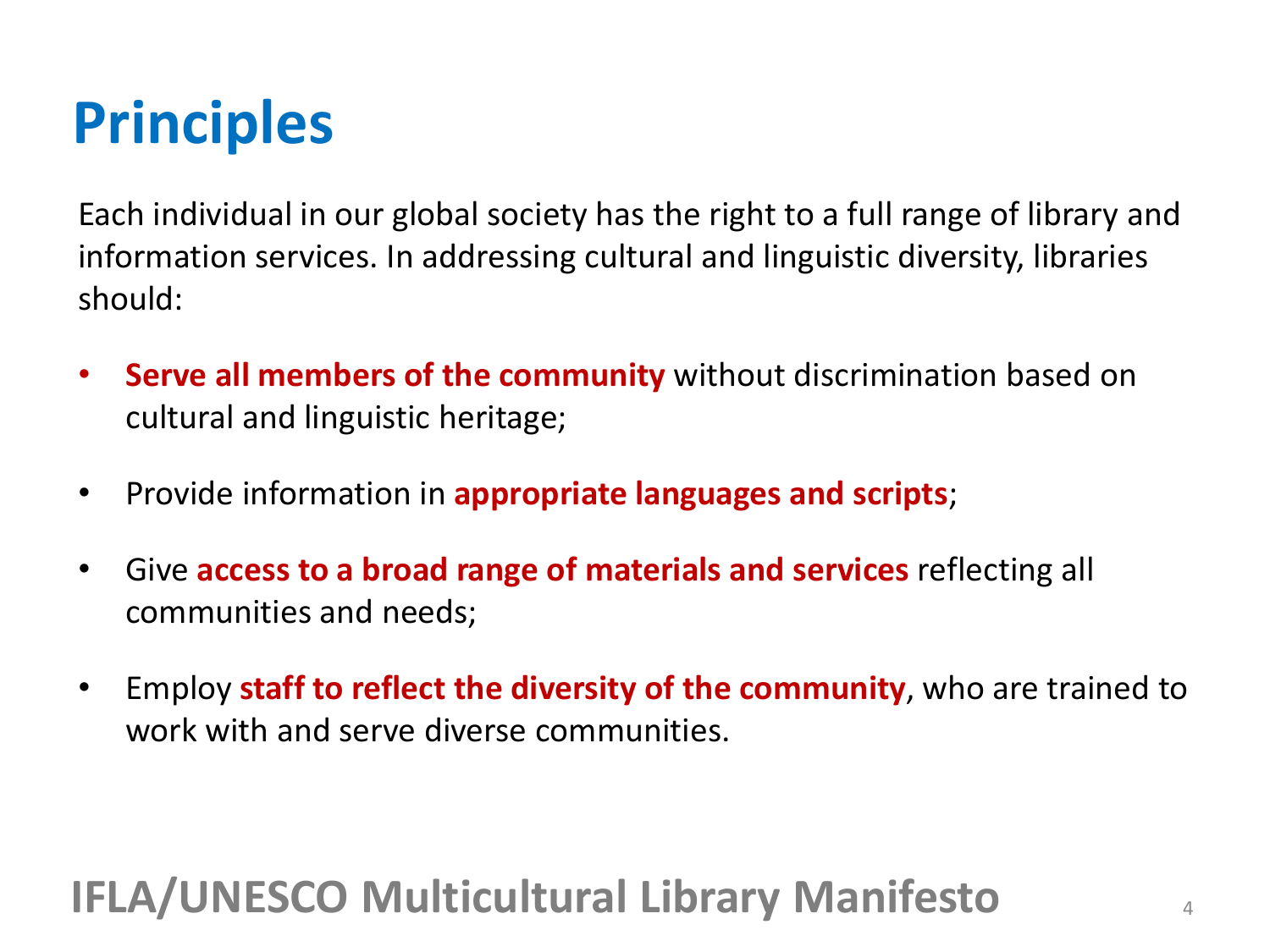# Principles

Each individual in our global society has the right to a full range of library and information services. In addressing cultural and linguistic diversity, libraries should:

- **Serve all members of the community** without discrimination based on cultural and linguistic heritage;
- Provide information in **appropriate languages and scripts**;
- Give **access to a broad range of materials and services** reflecting all communities and needs;
- Employ **staff to reflect the diversity of the community**, who are trained to work with and serve diverse communities.

**IFLA/UNESCO Multicultural Library Manifesto**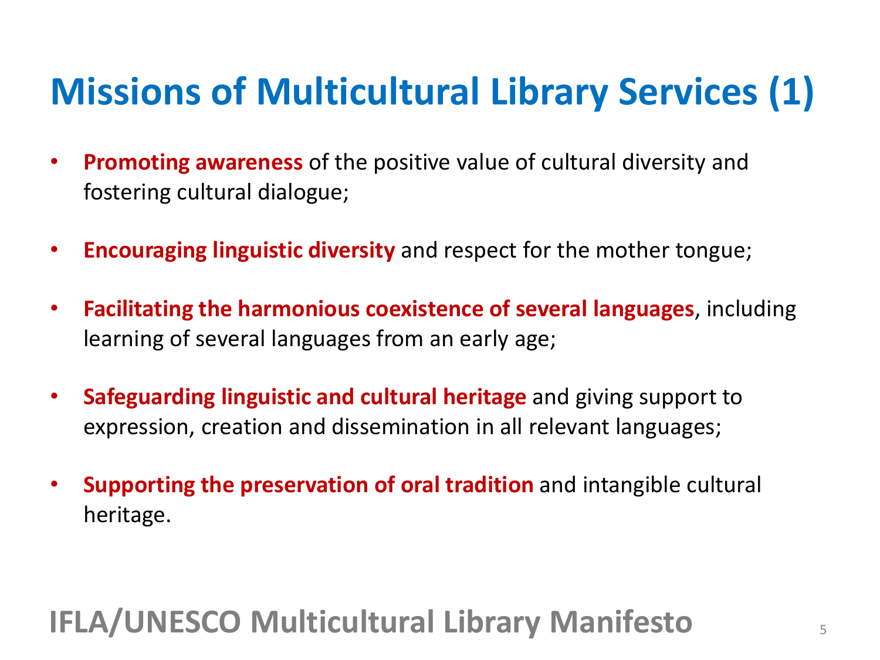# Missions of Multicultural Library Services (1)

- **Promoting awareness** of the positive value of cultural diversity and fostering cultural dialogue;
- **Encouraging linguistic diversity** and respect for the mother tongue;
- **Facilitating the harmonious coexistence of several languages**, including learning of several languages from an early age;
- **Safeguarding linguistic and cultural heritage** and giving support to expression, creation and dissemination in all relevant languages;
- **Supporting the preservation of oral tradition** and intangible cultural heritage.

**IFLA/UNESCO Multicultural Library Manifesto**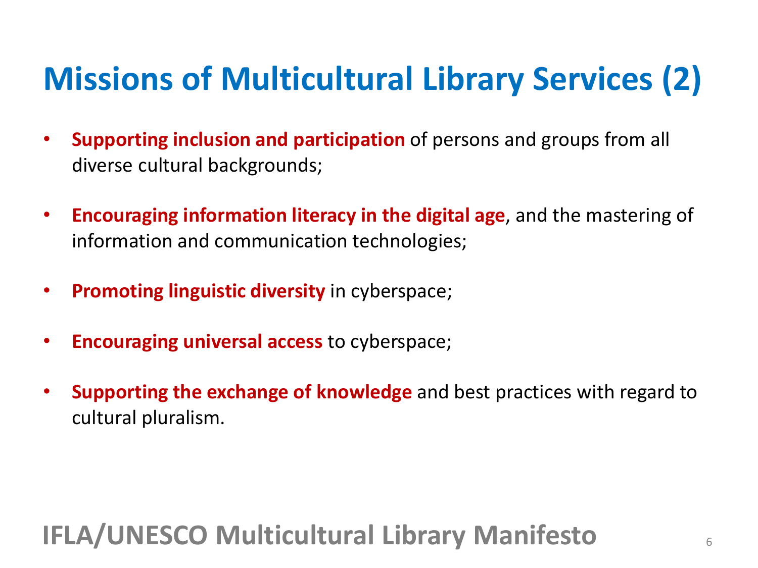# Missions of Multicultural Library Services (2)

- **Supporting inclusion and participation** of persons and groups from all diverse cultural backgrounds;
- **Encouraging information literacy in the digital age**, and the mastering of information and communication technologies;
- **Promoting linguistic diversity** in cyberspace;
- **Encouraging universal access** to cyberspace;
- **Supporting the exchange of knowledge** and best practices with regard to cultural pluralism.

**IFLA/UNESCO Multicultural Library Manifesto**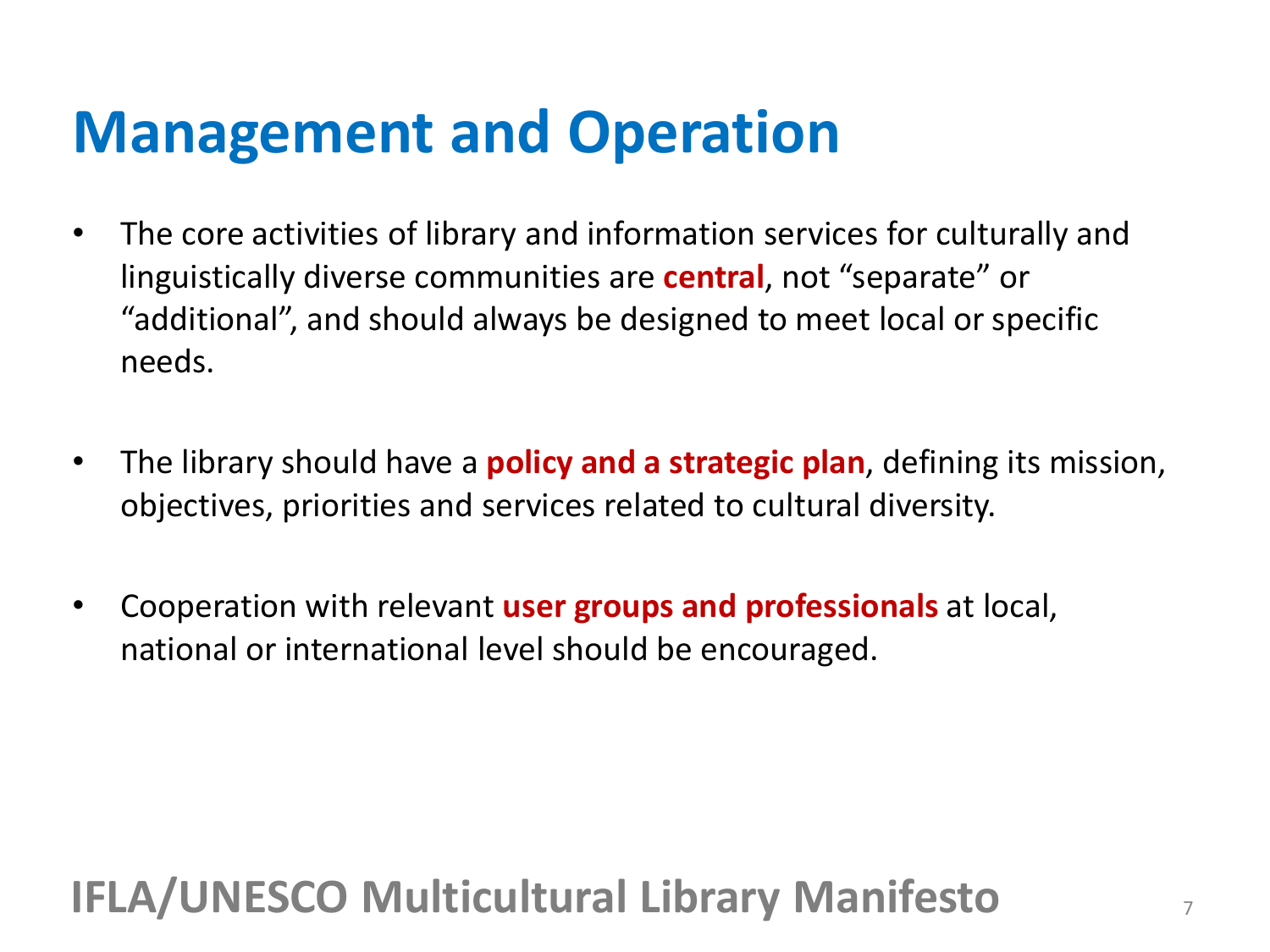# Management and Operation

- The core activities of library and information services for culturally and linguistically diverse communities are **central**, not "separate" or "additional", and should always be designed to meet local or specific needs.

- The library should have a **policy and a strategic plan**, defining its mission, objectives, priorities and services related to cultural diversity.

- Cooperation with relevant **user groups and professionals** at local, national or international level should be encouraged.

**IFLA/UNESCO Multicultural Library Manifesto**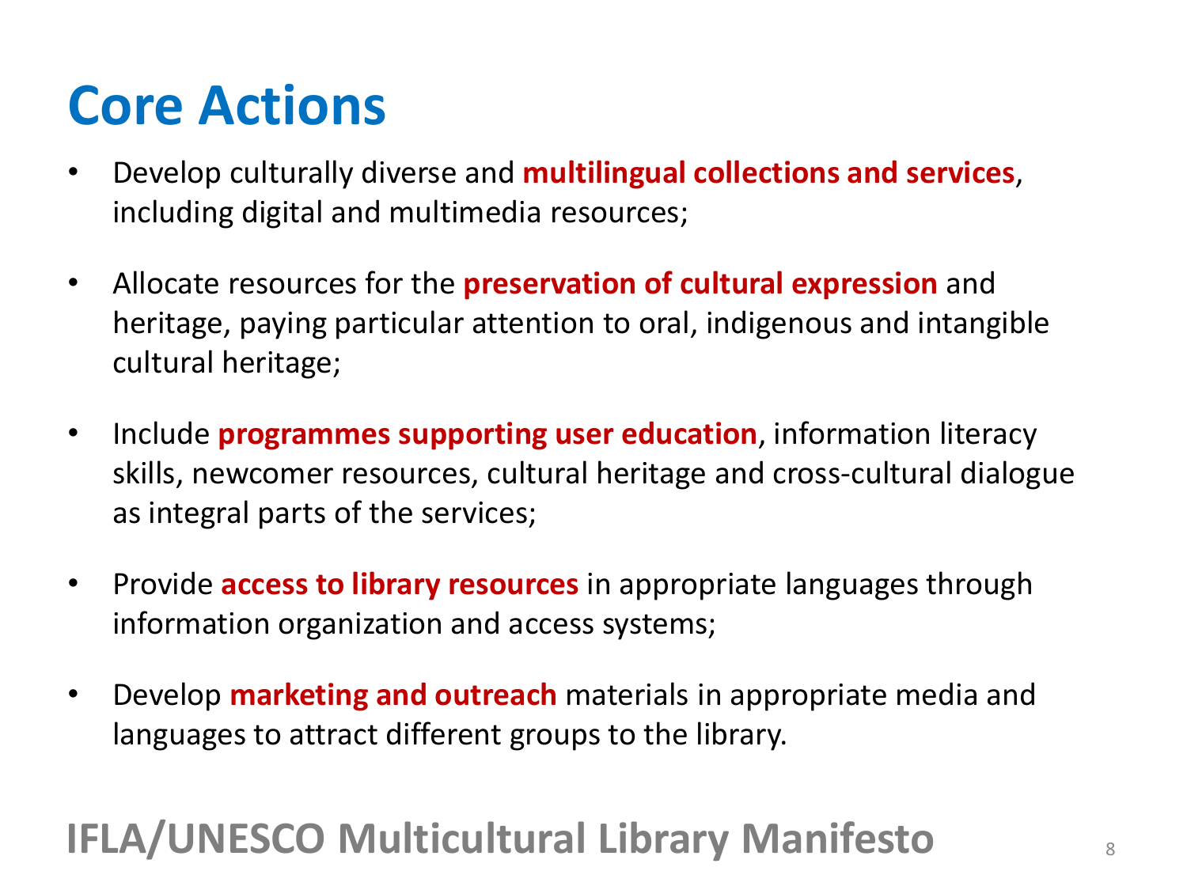# Core Actions

- Develop culturally diverse and **multilingual collections and services**, including digital and multimedia resources;
- Allocate resources for the **preservation of cultural expression** and heritage, paying particular attention to oral, indigenous and intangible cultural heritage;
- Include **programmes supporting user education**, information literacy skills, newcomer resources, cultural heritage and cross-cultural dialogue as integral parts of the services;
- Provide **access to library resources** in appropriate languages through information organization and access systems;
- Develop **marketing and outreach** materials in appropriate media and languages to attract different groups to the library.

**IFLA/UNESCO Multicultural Library Manifesto**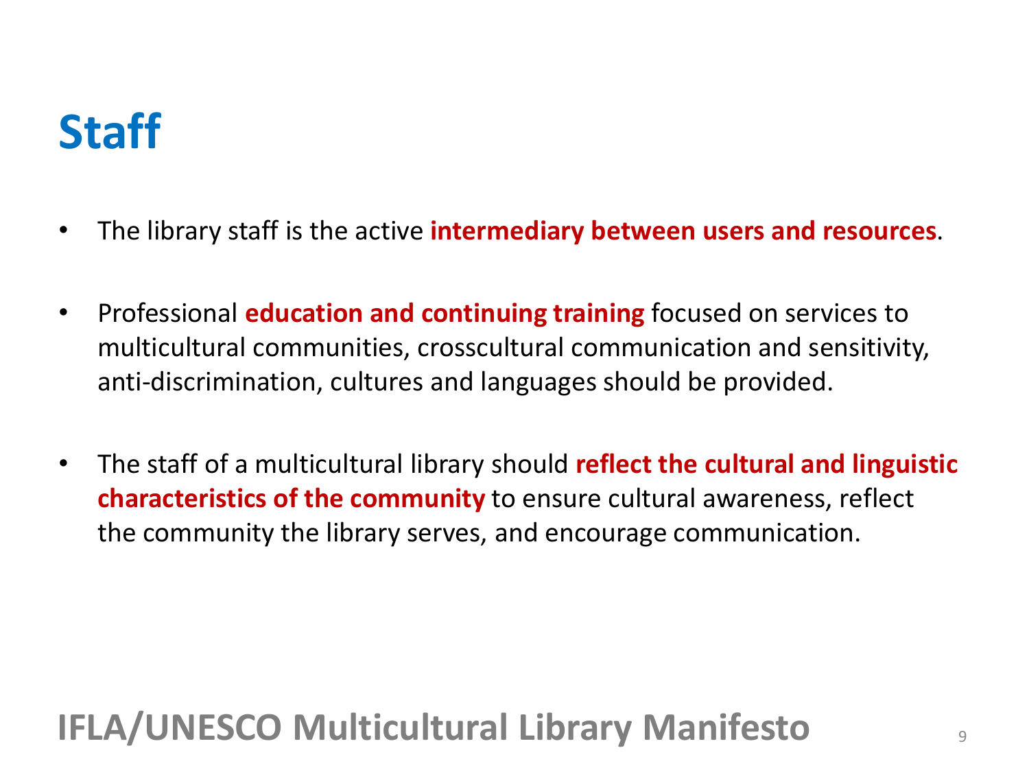# Staff

- The library staff is the active **intermediary between users and resources**.

- Professional **education and continuing training** focused on services to multicultural communities, crosscultural communication and sensitivity, anti-discrimination, cultures and languages should be provided.

- The staff of a multicultural library should **reflect the cultural and linguistic characteristics of the community** to ensure cultural awareness, reflect the community the library serves, and encourage communication.

**IFLA/UNESCO Multicultural Library Manifesto**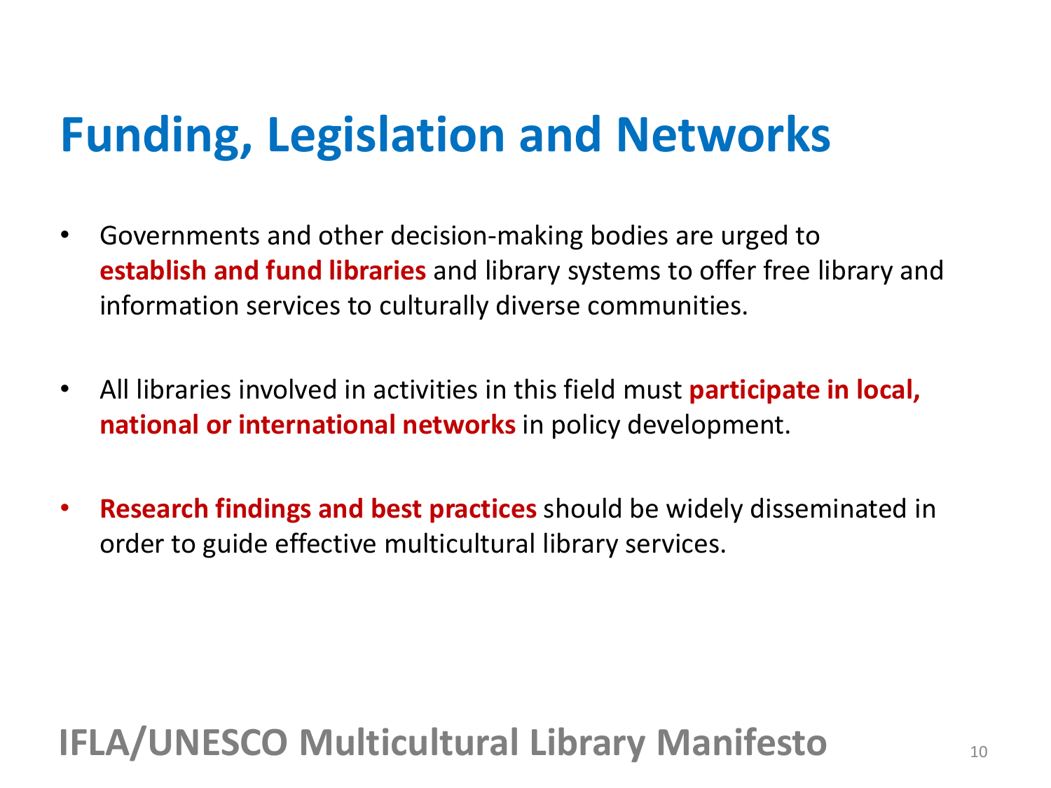# Funding, Legislation and Networks

- Governments and other decision-making bodies are urged to **establish and fund libraries** and library systems to offer free library and information services to culturally diverse communities.
- All libraries involved in activities in this field must **participate in local, national or international networks** in policy development.
- **Research findings and best practices** should be widely disseminated in order to guide effective multicultural library services.

**IFLA/UNESCO Multicultural Library Manifesto**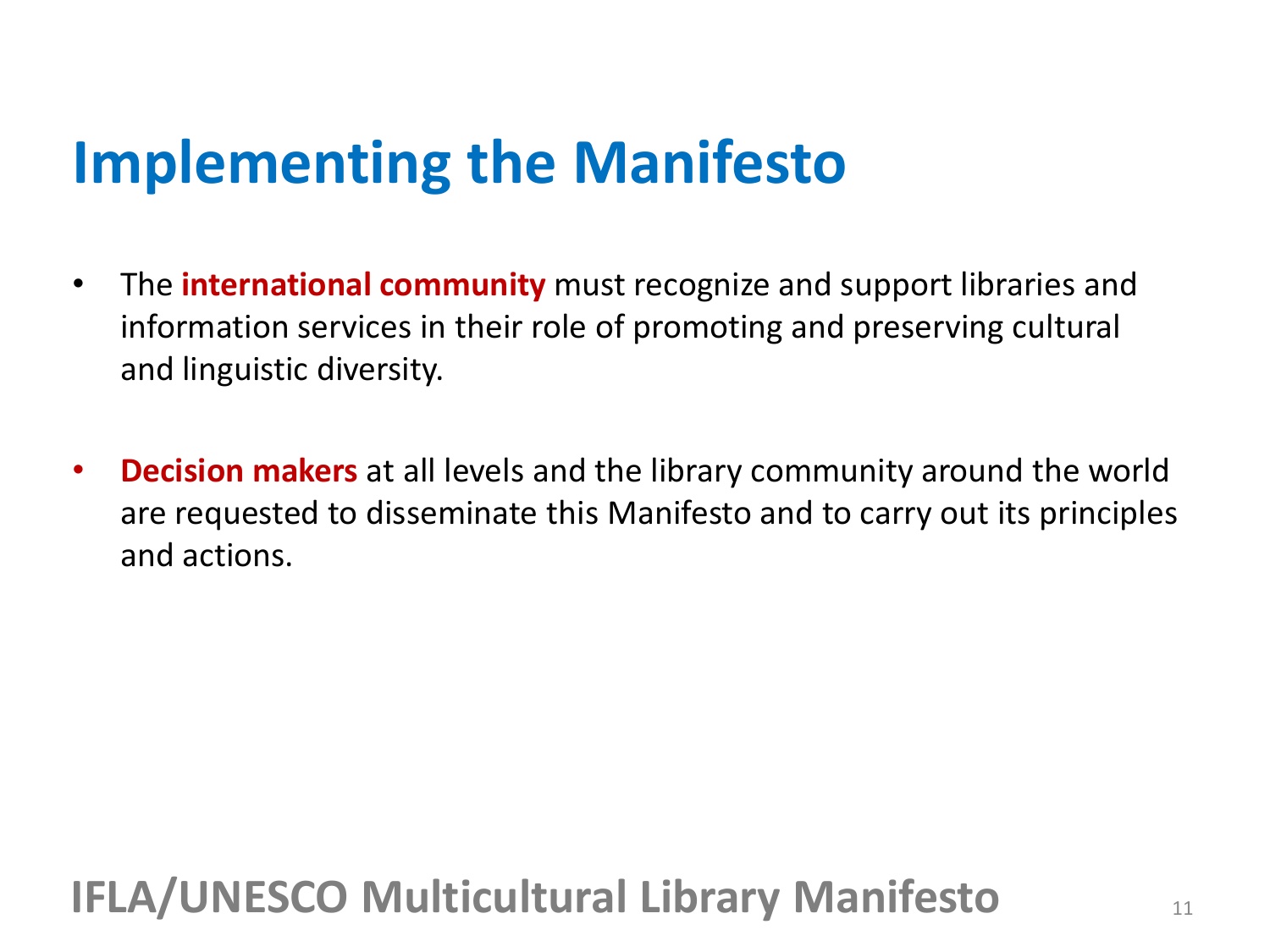# Implementing the Manifesto

- The **international community** must recognize and support libraries and information services in their role of promoting and preserving cultural and linguistic diversity.

- **Decision makers** at all levels and the library community around the world are requested to disseminate this Manifesto and to carry out its principles and actions.

**IFLA/UNESCO Multicultural Library Manifesto**